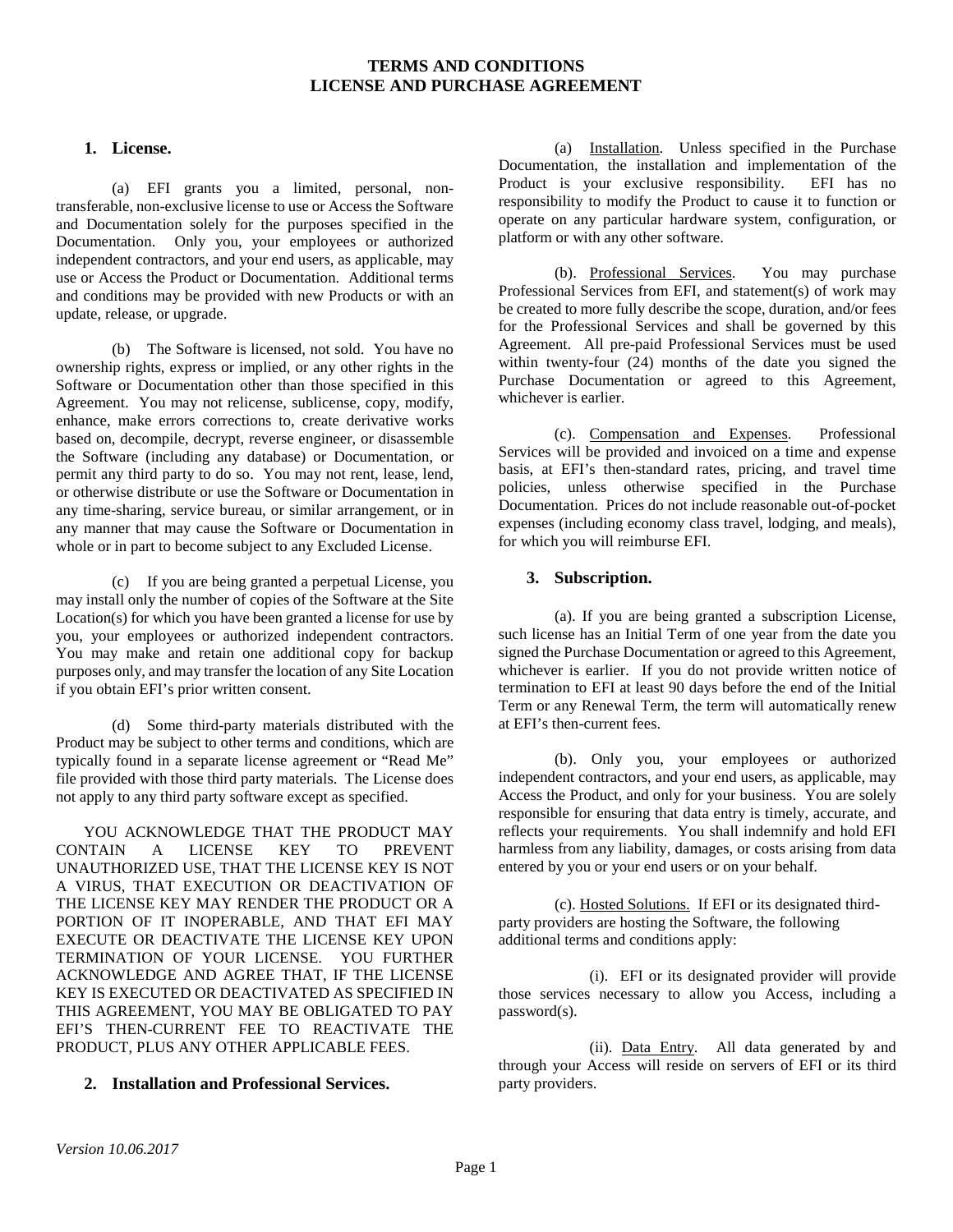# TERMS AND CONDITIONS
# LICENSE AND PURCHASE AGREEMENT

## 1. License.

(a) EFI grants you a limited, personal, non-transferable, non-exclusive license to use or Access the Software and Documentation solely for the purposes specified in the Documentation. Only you, your employees or authorized independent contractors, and your end users, as applicable, may use or Access the Product or Documentation. Additional terms and conditions may be provided with new Products or with an update, release, or upgrade.

(b) The Software is licensed, not sold. You have no ownership rights, express or implied, or any other rights in the Software or Documentation other than those specified in this Agreement. You may not relicense, sublicense, copy, modify, enhance, make errors corrections to, create derivative works based on, decompile, decrypt, reverse engineer, or disassemble the Software (including any database) or Documentation, or permit any third party to do so. You may not rent, lease, lend, or otherwise distribute or use the Software or Documentation in any time-sharing, service bureau, or similar arrangement, or in any manner that may cause the Software or Documentation in whole or in part to become subject to any Excluded License.

(c) If you are being granted a perpetual License, you may install only the number of copies of the Software at the Site Location(s) for which you have been granted a license for use by you, your employees or authorized independent contractors. You may make and retain one additional copy for backup purposes only, and may transfer the location of any Site Location if you obtain EFI's prior written consent.

(d) Some third-party materials distributed with the Product may be subject to other terms and conditions, which are typically found in a separate license agreement or "Read Me" file provided with those third party materials. The License does not apply to any third party software except as specified.

YOU ACKNOWLEDGE THAT THE PRODUCT MAY CONTAIN A LICENSE KEY TO PREVENT UNAUTHORIZED USE, THAT THE LICENSE KEY IS NOT A VIRUS, THAT EXECUTION OR DEACTIVATION OF THE LICENSE KEY MAY RENDER THE PRODUCT OR A PORTION OF IT INOPERABLE, AND THAT EFI MAY EXECUTE OR DEACTIVATE THE LICENSE KEY UPON TERMINATION OF YOUR LICENSE. YOU FURTHER ACKNOWLEDGE AND AGREE THAT, IF THE LICENSE KEY IS EXECUTED OR DEACTIVATED AS SPECIFIED IN THIS AGREEMENT, YOU MAY BE OBLIGATED TO PAY EFI'S THEN-CURRENT FEE TO REACTIVATE THE PRODUCT, PLUS ANY OTHER APPLICABLE FEES.

## 2. Installation and Professional Services.

(a) Installation. Unless specified in the Purchase Documentation, the installation and implementation of the Product is your exclusive responsibility. EFI has no responsibility to modify the Product to cause it to function or operate on any particular hardware system, configuration, or platform or with any other software.

(b). Professional Services. You may purchase Professional Services from EFI, and statement(s) of work may be created to more fully describe the scope, duration, and/or fees for the Professional Services and shall be governed by this Agreement. All pre-paid Professional Services must be used within twenty-four (24) months of the date you signed the Purchase Documentation or agreed to this Agreement, whichever is earlier.

(c). Compensation and Expenses. Professional Services will be provided and invoiced on a time and expense basis, at EFI's then-standard rates, pricing, and travel time policies, unless otherwise specified in the Purchase Documentation. Prices do not include reasonable out-of-pocket expenses (including economy class travel, lodging, and meals), for which you will reimburse EFI.

## 3. Subscription.

(a). If you are being granted a subscription License, such license has an Initial Term of one year from the date you signed the Purchase Documentation or agreed to this Agreement, whichever is earlier. If you do not provide written notice of termination to EFI at least 90 days before the end of the Initial Term or any Renewal Term, the term will automatically renew at EFI's then-current fees.

(b). Only you, your employees or authorized independent contractors, and your end users, as applicable, may Access the Product, and only for your business. You are solely responsible for ensuring that data entry is timely, accurate, and reflects your requirements. You shall indemnify and hold EFI harmless from any liability, damages, or costs arising from data entered by you or your end users or on your behalf.

(c). Hosted Solutions. If EFI or its designated third-party providers are hosting the Software, the following additional terms and conditions apply:

(i). EFI or its designated provider will provide those services necessary to allow you Access, including a password(s).

(ii). Data Entry. All data generated by and through your Access will reside on servers of EFI or its third party providers.

*Version 10.06.2017*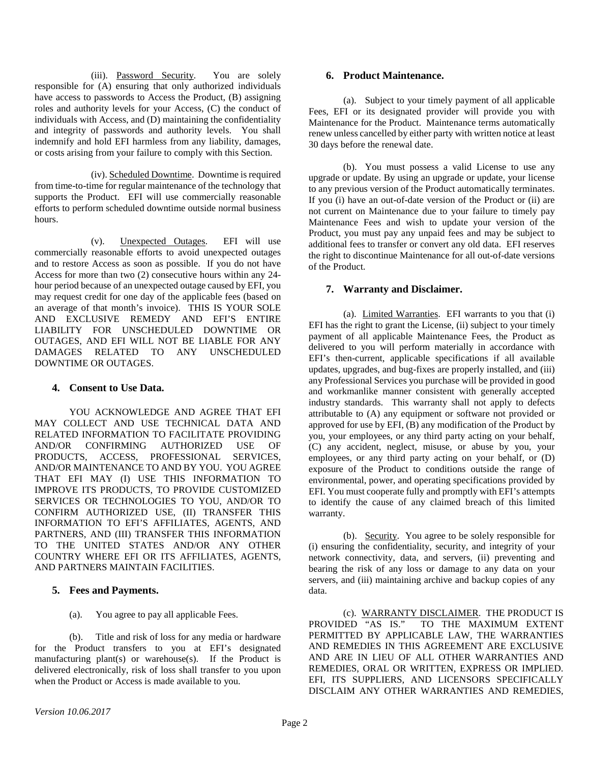(iii). Password Security. You are solely responsible for (A) ensuring that only authorized individuals have access to passwords to Access the Product, (B) assigning roles and authority levels for your Access, (C) the conduct of individuals with Access, and (D) maintaining the confidentiality and integrity of passwords and authority levels. You shall indemnify and hold EFI harmless from any liability, damages, or costs arising from your failure to comply with this Section.

(iv). Scheduled Downtime. Downtime is required from time-to-time for regular maintenance of the technology that supports the Product. EFI will use commercially reasonable efforts to perform scheduled downtime outside normal business hours.

(v). Unexpected Outages. EFI will use commercially reasonable efforts to avoid unexpected outages and to restore Access as soon as possible. If you do not have Access for more than two (2) consecutive hours within any 24-hour period because of an unexpected outage caused by EFI, you may request credit for one day of the applicable fees (based on an average of that month's invoice). THIS IS YOUR SOLE AND EXCLUSIVE REMEDY AND EFI'S ENTIRE LIABILITY FOR UNSCHEDULED DOWNTIME OR OUTAGES, AND EFI WILL NOT BE LIABLE FOR ANY DAMAGES RELATED TO ANY UNSCHEDULED DOWNTIME OR OUTAGES.

## 4. Consent to Use Data.

YOU ACKNOWLEDGE AND AGREE THAT EFI MAY COLLECT AND USE TECHNICAL DATA AND RELATED INFORMATION TO FACILITATE PROVIDING AND/OR CONFIRMING AUTHORIZED USE OF PRODUCTS, ACCESS, PROFESSIONAL SERVICES, AND/OR MAINTENANCE TO AND BY YOU. YOU AGREE THAT EFI MAY (I) USE THIS INFORMATION TO IMPROVE ITS PRODUCTS, TO PROVIDE CUSTOMIZED SERVICES OR TECHNOLOGIES TO YOU, AND/OR TO CONFIRM AUTHORIZED USE, (II) TRANSFER THIS INFORMATION TO EFI'S AFFILIATES, AGENTS, AND PARTNERS, AND (III) TRANSFER THIS INFORMATION TO THE UNITED STATES AND/OR ANY OTHER COUNTRY WHERE EFI OR ITS AFFILIATES, AGENTS, AND PARTNERS MAINTAIN FACILITIES.

## 5. Fees and Payments.

(a). You agree to pay all applicable Fees.

(b). Title and risk of loss for any media or hardware for the Product transfers to you at EFI's designated manufacturing plant(s) or warehouse(s). If the Product is delivered electronically, risk of loss shall transfer to you upon when the Product or Access is made available to you.

## 6. Product Maintenance.

(a). Subject to your timely payment of all applicable Fees, EFI or its designated provider will provide you with Maintenance for the Product. Maintenance terms automatically renew unless cancelled by either party with written notice at least 30 days before the renewal date.

(b). You must possess a valid License to use any upgrade or update. By using an upgrade or update, your license to any previous version of the Product automatically terminates. If you (i) have an out-of-date version of the Product or (ii) are not current on Maintenance due to your failure to timely pay Maintenance Fees and wish to update your version of the Product, you must pay any unpaid fees and may be subject to additional fees to transfer or convert any old data. EFI reserves the right to discontinue Maintenance for all out-of-date versions of the Product.

## 7. Warranty and Disclaimer.

(a). Limited Warranties. EFI warrants to you that (i) EFI has the right to grant the License, (ii) subject to your timely payment of all applicable Maintenance Fees, the Product as delivered to you will perform materially in accordance with EFI's then-current, applicable specifications if all available updates, upgrades, and bug-fixes are properly installed, and (iii) any Professional Services you purchase will be provided in good and workmanlike manner consistent with generally accepted industry standards. This warranty shall not apply to defects attributable to (A) any equipment or software not provided or approved for use by EFI, (B) any modification of the Product by you, your employees, or any third party acting on your behalf, (C) any accident, neglect, misuse, or abuse by you, your employees, or any third party acting on your behalf, or (D) exposure of the Product to conditions outside the range of environmental, power, and operating specifications provided by EFI. You must cooperate fully and promptly with EFI's attempts to identify the cause of any claimed breach of this limited warranty.

(b). Security. You agree to be solely responsible for (i) ensuring the confidentiality, security, and integrity of your network connectivity, data, and servers, (ii) preventing and bearing the risk of any loss or damage to any data on your servers, and (iii) maintaining archive and backup copies of any data.

(c). WARRANTY DISCLAIMER. THE PRODUCT IS PROVIDED "AS IS." TO THE MAXIMUM EXTENT PERMITTED BY APPLICABLE LAW, THE WARRANTIES AND REMEDIES IN THIS AGREEMENT ARE EXCLUSIVE AND ARE IN LIEU OF ALL OTHER WARRANTIES AND REMEDIES, ORAL OR WRITTEN, EXPRESS OR IMPLIED. EFI, ITS SUPPLIERS, AND LICENSORS SPECIFICALLY DISCLAIM ANY OTHER WARRANTIES AND REMEDIES,

*Version 10.06.2017*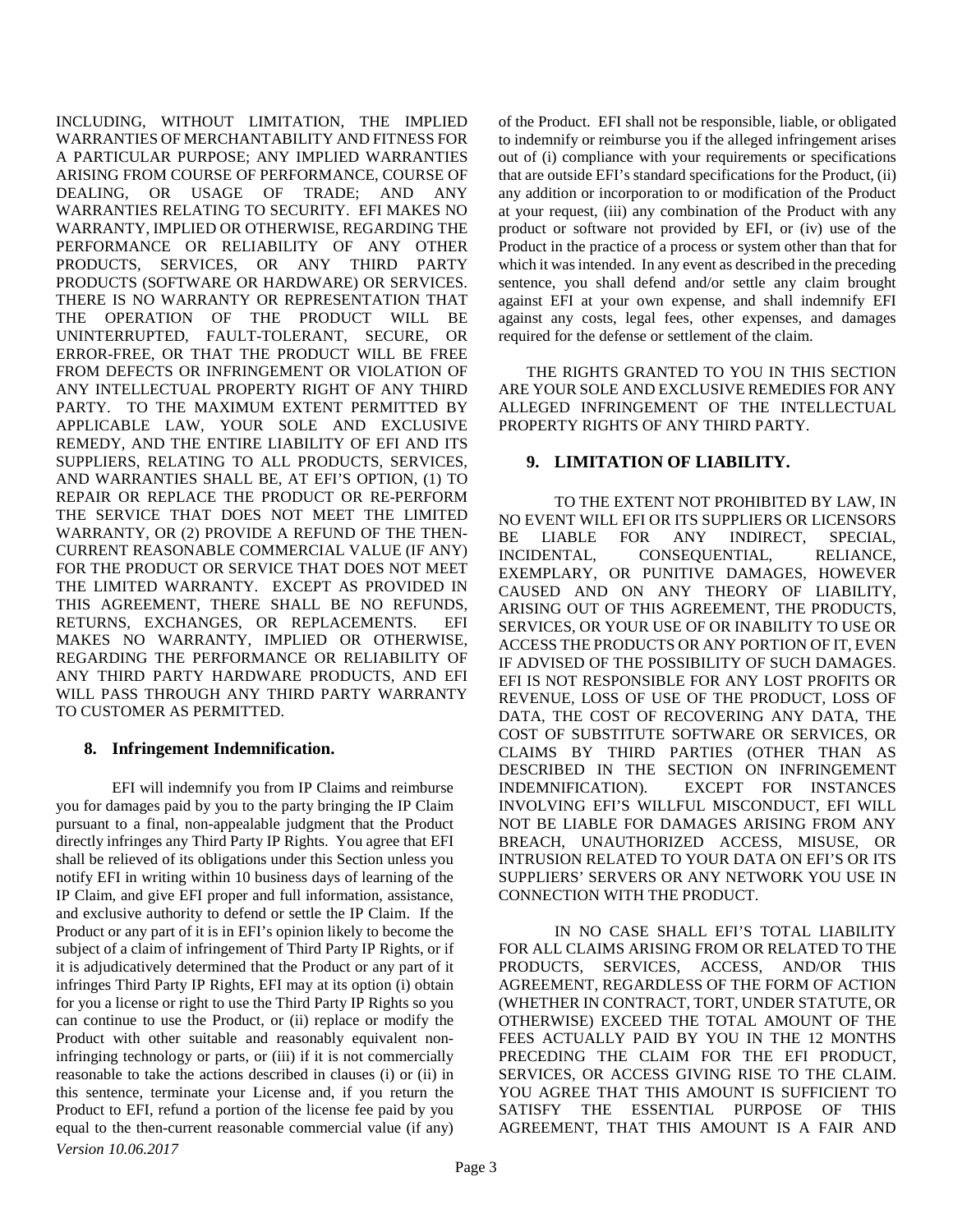INCLUDING, WITHOUT LIMITATION, THE IMPLIED WARRANTIES OF MERCHANTABILITY AND FITNESS FOR A PARTICULAR PURPOSE; ANY IMPLIED WARRANTIES ARISING FROM COURSE OF PERFORMANCE, COURSE OF DEALING, OR USAGE OF TRADE; AND ANY WARRANTIES RELATING TO SECURITY. EFI MAKES NO WARRANTY, IMPLIED OR OTHERWISE, REGARDING THE PERFORMANCE OR RELIABILITY OF ANY OTHER PRODUCTS, SERVICES, OR ANY THIRD PARTY PRODUCTS (SOFTWARE OR HARDWARE) OR SERVICES. THERE IS NO WARRANTY OR REPRESENTATION THAT THE OPERATION OF THE PRODUCT WILL BE UNINTERRUPTED, FAULT-TOLERANT, SECURE, OR ERROR-FREE, OR THAT THE PRODUCT WILL BE FREE FROM DEFECTS OR INFRINGEMENT OR VIOLATION OF ANY INTELLECTUAL PROPERTY RIGHT OF ANY THIRD PARTY. TO THE MAXIMUM EXTENT PERMITTED BY APPLICABLE LAW, YOUR SOLE AND EXCLUSIVE REMEDY, AND THE ENTIRE LIABILITY OF EFI AND ITS SUPPLIERS, RELATING TO ALL PRODUCTS, SERVICES, AND WARRANTIES SHALL BE, AT EFI'S OPTION, (1) TO REPAIR OR REPLACE THE PRODUCT OR RE-PERFORM THE SERVICE THAT DOES NOT MEET THE LIMITED WARRANTY, OR (2) PROVIDE A REFUND OF THE THEN-CURRENT REASONABLE COMMERCIAL VALUE (IF ANY) FOR THE PRODUCT OR SERVICE THAT DOES NOT MEET THE LIMITED WARRANTY. EXCEPT AS PROVIDED IN THIS AGREEMENT, THERE SHALL BE NO REFUNDS, RETURNS, EXCHANGES, OR REPLACEMENTS. EFI MAKES NO WARRANTY, IMPLIED OR OTHERWISE, REGARDING THE PERFORMANCE OR RELIABILITY OF ANY THIRD PARTY HARDWARE PRODUCTS, AND EFI WILL PASS THROUGH ANY THIRD PARTY WARRANTY TO CUSTOMER AS PERMITTED.

## 8. Infringement Indemnification.

EFI will indemnify you from IP Claims and reimburse you for damages paid by you to the party bringing the IP Claim pursuant to a final, non-appealable judgment that the Product directly infringes any Third Party IP Rights. You agree that EFI shall be relieved of its obligations under this Section unless you notify EFI in writing within 10 business days of learning of the IP Claim, and give EFI proper and full information, assistance, and exclusive authority to defend or settle the IP Claim. If the Product or any part of it is in EFI's opinion likely to become the subject of a claim of infringement of Third Party IP Rights, or if it is adjudicatively determined that the Product or any part of it infringes Third Party IP Rights, EFI may at its option (i) obtain for you a license or right to use the Third Party IP Rights so you can continue to use the Product, or (ii) replace or modify the Product with other suitable and reasonably equivalent non-infringing technology or parts, or (iii) if it is not commercially reasonable to take the actions described in clauses (i) or (ii) in this sentence, terminate your License and, if you return the Product to EFI, refund a portion of the license fee paid by you equal to the then-current reasonable commercial value (if any) of the Product. EFI shall not be responsible, liable, or obligated to indemnify or reimburse you if the alleged infringement arises out of (i) compliance with your requirements or specifications that are outside EFI's standard specifications for the Product, (ii) any addition or incorporation to or modification of the Product at your request, (iii) any combination of the Product with any product or software not provided by EFI, or (iv) use of the Product in the practice of a process or system other than that for which it was intended. In any event as described in the preceding sentence, you shall defend and/or settle any claim brought against EFI at your own expense, and shall indemnify EFI against any costs, legal fees, other expenses, and damages required for the defense or settlement of the claim.

THE RIGHTS GRANTED TO YOU IN THIS SECTION ARE YOUR SOLE AND EXCLUSIVE REMEDIES FOR ANY ALLEGED INFRINGEMENT OF THE INTELLECTUAL PROPERTY RIGHTS OF ANY THIRD PARTY.

## 9. LIMITATION OF LIABILITY.

TO THE EXTENT NOT PROHIBITED BY LAW, IN NO EVENT WILL EFI OR ITS SUPPLIERS OR LICENSORS BE LIABLE FOR ANY INDIRECT, SPECIAL, INCIDENTAL, CONSEQUENTIAL, RELIANCE, EXEMPLARY, OR PUNITIVE DAMAGES, HOWEVER CAUSED AND ON ANY THEORY OF LIABILITY, ARISING OUT OF THIS AGREEMENT, THE PRODUCTS, SERVICES, OR YOUR USE OF OR INABILITY TO USE OR ACCESS THE PRODUCTS OR ANY PORTION OF IT, EVEN IF ADVISED OF THE POSSIBILITY OF SUCH DAMAGES. EFI IS NOT RESPONSIBLE FOR ANY LOST PROFITS OR REVENUE, LOSS OF USE OF THE PRODUCT, LOSS OF DATA, THE COST OF RECOVERING ANY DATA, THE COST OF SUBSTITUTE SOFTWARE OR SERVICES, OR CLAIMS BY THIRD PARTIES (OTHER THAN AS DESCRIBED IN THE SECTION ON INFRINGEMENT INDEMNIFICATION). EXCEPT FOR INSTANCES INVOLVING EFI'S WILLFUL MISCONDUCT, EFI WILL NOT BE LIABLE FOR DAMAGES ARISING FROM ANY BREACH, UNAUTHORIZED ACCESS, MISUSE, OR INTRUSION RELATED TO YOUR DATA ON EFI'S OR ITS SUPPLIERS' SERVERS OR ANY NETWORK YOU USE IN CONNECTION WITH THE PRODUCT.

IN NO CASE SHALL EFI'S TOTAL LIABILITY FOR ALL CLAIMS ARISING FROM OR RELATED TO THE PRODUCTS, SERVICES, ACCESS, AND/OR THIS AGREEMENT, REGARDLESS OF THE FORM OF ACTION (WHETHER IN CONTRACT, TORT, UNDER STATUTE, OR OTHERWISE) EXCEED THE TOTAL AMOUNT OF THE FEES ACTUALLY PAID BY YOU IN THE 12 MONTHS PRECEDING THE CLAIM FOR THE EFI PRODUCT, SERVICES, OR ACCESS GIVING RISE TO THE CLAIM. YOU AGREE THAT THIS AMOUNT IS SUFFICIENT TO SATISFY THE ESSENTIAL PURPOSE OF THIS AGREEMENT, THAT THIS AMOUNT IS A FAIR AND

*Version 10.06.2017*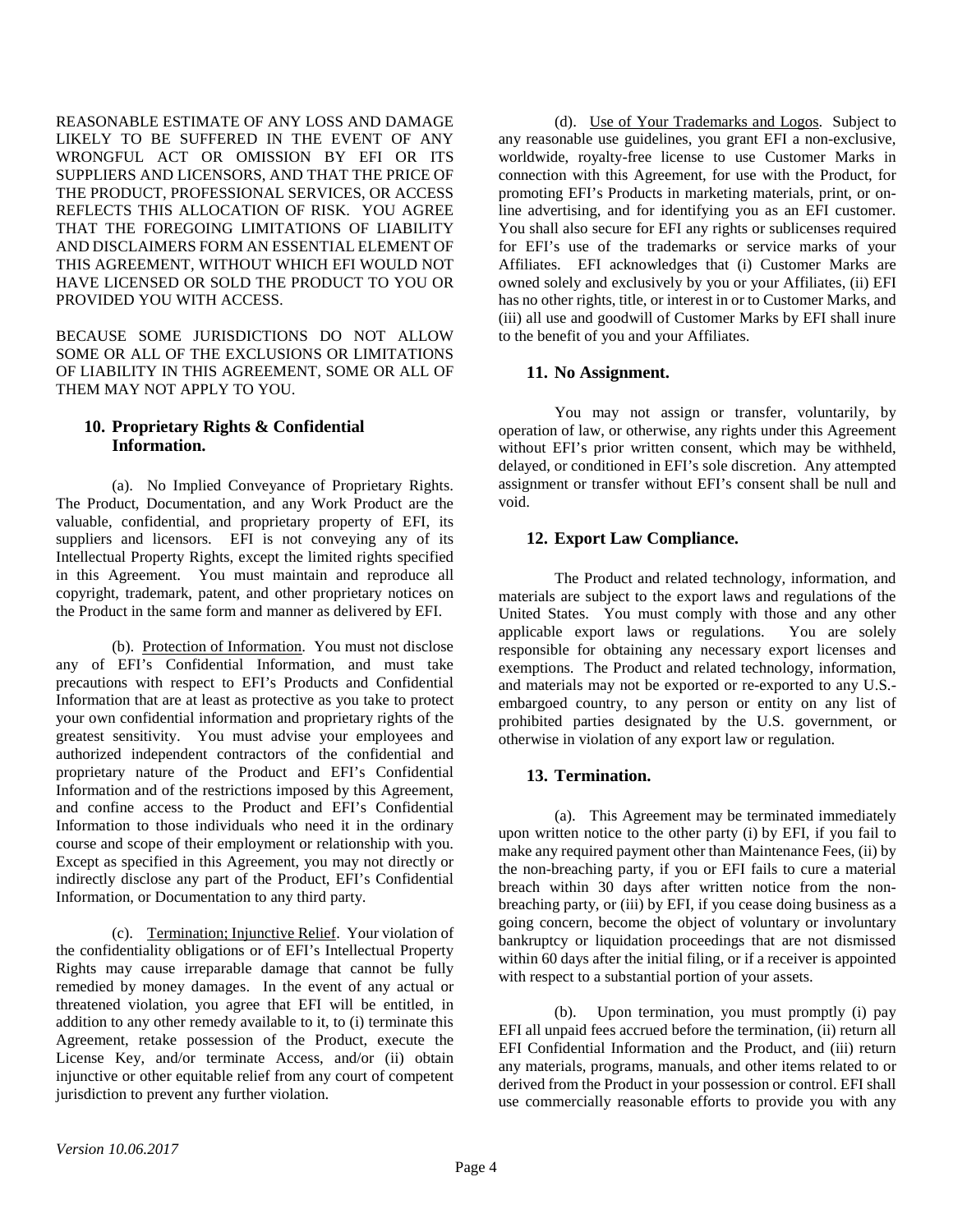REASONABLE ESTIMATE OF ANY LOSS AND DAMAGE LIKELY TO BE SUFFERED IN THE EVENT OF ANY WRONGFUL ACT OR OMISSION BY EFI OR ITS SUPPLIERS AND LICENSORS, AND THAT THE PRICE OF THE PRODUCT, PROFESSIONAL SERVICES, OR ACCESS REFLECTS THIS ALLOCATION OF RISK. YOU AGREE THAT THE FOREGOING LIMITATIONS OF LIABILITY AND DISCLAIMERS FORM AN ESSENTIAL ELEMENT OF THIS AGREEMENT, WITHOUT WHICH EFI WOULD NOT HAVE LICENSED OR SOLD THE PRODUCT TO YOU OR PROVIDED YOU WITH ACCESS.

BECAUSE SOME JURISDICTIONS DO NOT ALLOW SOME OR ALL OF THE EXCLUSIONS OR LIMITATIONS OF LIABILITY IN THIS AGREEMENT, SOME OR ALL OF THEM MAY NOT APPLY TO YOU.

## 10. Proprietary Rights & Confidential Information.

(a). No Implied Conveyance of Proprietary Rights. The Product, Documentation, and any Work Product are the valuable, confidential, and proprietary property of EFI, its suppliers and licensors. EFI is not conveying any of its Intellectual Property Rights, except the limited rights specified in this Agreement. You must maintain and reproduce all copyright, trademark, patent, and other proprietary notices on the Product in the same form and manner as delivered by EFI.

(b). Protection of Information. You must not disclose any of EFI's Confidential Information, and must take precautions with respect to EFI's Products and Confidential Information that are at least as protective as you take to protect your own confidential information and proprietary rights of the greatest sensitivity. You must advise your employees and authorized independent contractors of the confidential and proprietary nature of the Product and EFI's Confidential Information and of the restrictions imposed by this Agreement, and confine access to the Product and EFI's Confidential Information to those individuals who need it in the ordinary course and scope of their employment or relationship with you. Except as specified in this Agreement, you may not directly or indirectly disclose any part of the Product, EFI's Confidential Information, or Documentation to any third party.

(c). Termination; Injunctive Relief. Your violation of the confidentiality obligations or of EFI's Intellectual Property Rights may cause irreparable damage that cannot be fully remedied by money damages. In the event of any actual or threatened violation, you agree that EFI will be entitled, in addition to any other remedy available to it, to (i) terminate this Agreement, retake possession of the Product, execute the License Key, and/or terminate Access, and/or (ii) obtain injunctive or other equitable relief from any court of competent jurisdiction to prevent any further violation.

(d). Use of Your Trademarks and Logos. Subject to any reasonable use guidelines, you grant EFI a non-exclusive, worldwide, royalty-free license to use Customer Marks in connection with this Agreement, for use with the Product, for promoting EFI's Products in marketing materials, print, or on-line advertising, and for identifying you as an EFI customer. You shall also secure for EFI any rights or sublicenses required for EFI's use of the trademarks or service marks of your Affiliates. EFI acknowledges that (i) Customer Marks are owned solely and exclusively by you or your Affiliates, (ii) EFI has no other rights, title, or interest in or to Customer Marks, and (iii) all use and goodwill of Customer Marks by EFI shall inure to the benefit of you and your Affiliates.

## 11. No Assignment.

You may not assign or transfer, voluntarily, by operation of law, or otherwise, any rights under this Agreement without EFI's prior written consent, which may be withheld, delayed, or conditioned in EFI's sole discretion. Any attempted assignment or transfer without EFI's consent shall be null and void.

## 12. Export Law Compliance.

The Product and related technology, information, and materials are subject to the export laws and regulations of the United States. You must comply with those and any other applicable export laws or regulations. You are solely responsible for obtaining any necessary export licenses and exemptions. The Product and related technology, information, and materials may not be exported or re-exported to any U.S.-embargoed country, to any person or entity on any list of prohibited parties designated by the U.S. government, or otherwise in violation of any export law or regulation.

## 13. Termination.

(a). This Agreement may be terminated immediately upon written notice to the other party (i) by EFI, if you fail to make any required payment other than Maintenance Fees, (ii) by the non-breaching party, if you or EFI fails to cure a material breach within 30 days after written notice from the non-breaching party, or (iii) by EFI, if you cease doing business as a going concern, become the object of voluntary or involuntary bankruptcy or liquidation proceedings that are not dismissed within 60 days after the initial filing, or if a receiver is appointed with respect to a substantial portion of your assets.

(b). Upon termination, you must promptly (i) pay EFI all unpaid fees accrued before the termination, (ii) return all EFI Confidential Information and the Product, and (iii) return any materials, programs, manuals, and other items related to or derived from the Product in your possession or control. EFI shall use commercially reasonable efforts to provide you with any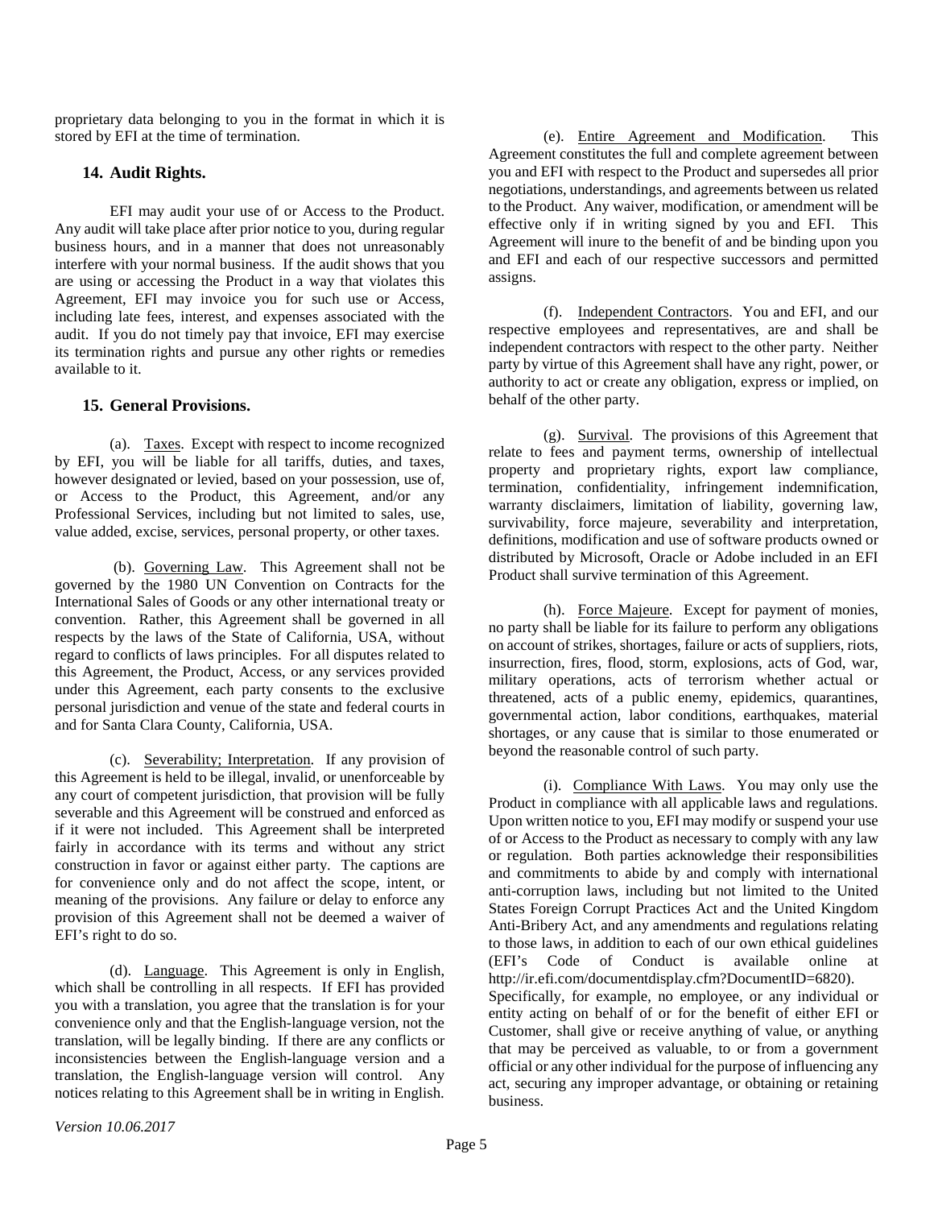proprietary data belonging to you in the format in which it is stored by EFI at the time of termination.

## 14. Audit Rights.

EFI may audit your use of or Access to the Product. Any audit will take place after prior notice to you, during regular business hours, and in a manner that does not unreasonably interfere with your normal business. If the audit shows that you are using or accessing the Product in a way that violates this Agreement, EFI may invoice you for such use or Access, including late fees, interest, and expenses associated with the audit. If you do not timely pay that invoice, EFI may exercise its termination rights and pursue any other rights or remedies available to it.

## 15. General Provisions.

(a). Taxes. Except with respect to income recognized by EFI, you will be liable for all tariffs, duties, and taxes, however designated or levied, based on your possession, use of, or Access to the Product, this Agreement, and/or any Professional Services, including but not limited to sales, use, value added, excise, services, personal property, or other taxes.

(b). Governing Law. This Agreement shall not be governed by the 1980 UN Convention on Contracts for the International Sales of Goods or any other international treaty or convention. Rather, this Agreement shall be governed in all respects by the laws of the State of California, USA, without regard to conflicts of laws principles. For all disputes related to this Agreement, the Product, Access, or any services provided under this Agreement, each party consents to the exclusive personal jurisdiction and venue of the state and federal courts in and for Santa Clara County, California, USA.

(c). Severability; Interpretation. If any provision of this Agreement is held to be illegal, invalid, or unenforceable by any court of competent jurisdiction, that provision will be fully severable and this Agreement will be construed and enforced as if it were not included. This Agreement shall be interpreted fairly in accordance with its terms and without any strict construction in favor or against either party. The captions are for convenience only and do not affect the scope, intent, or meaning of the provisions. Any failure or delay to enforce any provision of this Agreement shall not be deemed a waiver of EFI's right to do so.

(d). Language. This Agreement is only in English, which shall be controlling in all respects. If EFI has provided you with a translation, you agree that the translation is for your convenience only and that the English-language version, not the translation, will be legally binding. If there are any conflicts or inconsistencies between the English-language version and a translation, the English-language version will control. Any notices relating to this Agreement shall be in writing in English.

(e). Entire Agreement and Modification. This Agreement constitutes the full and complete agreement between you and EFI with respect to the Product and supersedes all prior negotiations, understandings, and agreements between us related to the Product. Any waiver, modification, or amendment will be effective only if in writing signed by you and EFI. This Agreement will inure to the benefit of and be binding upon you and EFI and each of our respective successors and permitted assigns.

(f). Independent Contractors. You and EFI, and our respective employees and representatives, are and shall be independent contractors with respect to the other party. Neither party by virtue of this Agreement shall have any right, power, or authority to act or create any obligation, express or implied, on behalf of the other party.

(g). Survival. The provisions of this Agreement that relate to fees and payment terms, ownership of intellectual property and proprietary rights, export law compliance, termination, confidentiality, infringement indemnification, warranty disclaimers, limitation of liability, governing law, survivability, force majeure, severability and interpretation, definitions, modification and use of software products owned or distributed by Microsoft, Oracle or Adobe included in an EFI Product shall survive termination of this Agreement.

(h). Force Majeure. Except for payment of monies, no party shall be liable for its failure to perform any obligations on account of strikes, shortages, failure or acts of suppliers, riots, insurrection, fires, flood, storm, explosions, acts of God, war, military operations, acts of terrorism whether actual or threatened, acts of a public enemy, epidemics, quarantines, governmental action, labor conditions, earthquakes, material shortages, or any cause that is similar to those enumerated or beyond the reasonable control of such party.

(i). Compliance With Laws. You may only use the Product in compliance with all applicable laws and regulations. Upon written notice to you, EFI may modify or suspend your use of or Access to the Product as necessary to comply with any law or regulation. Both parties acknowledge their responsibilities and commitments to abide by and comply with international anti-corruption laws, including but not limited to the United States Foreign Corrupt Practices Act and the United Kingdom Anti-Bribery Act, and any amendments and regulations relating to those laws, in addition to each of our own ethical guidelines (EFI's Code of Conduct is available online at http://ir.efi.com/documentdisplay.cfm?DocumentID=6820). Specifically, for example, no employee, or any individual or entity acting on behalf of or for the benefit of either EFI or Customer, shall give or receive anything of value, or anything that may be perceived as valuable, to or from a government official or any other individual for the purpose of influencing any act, securing any improper advantage, or obtaining or retaining business.

*Version 10.06.2017*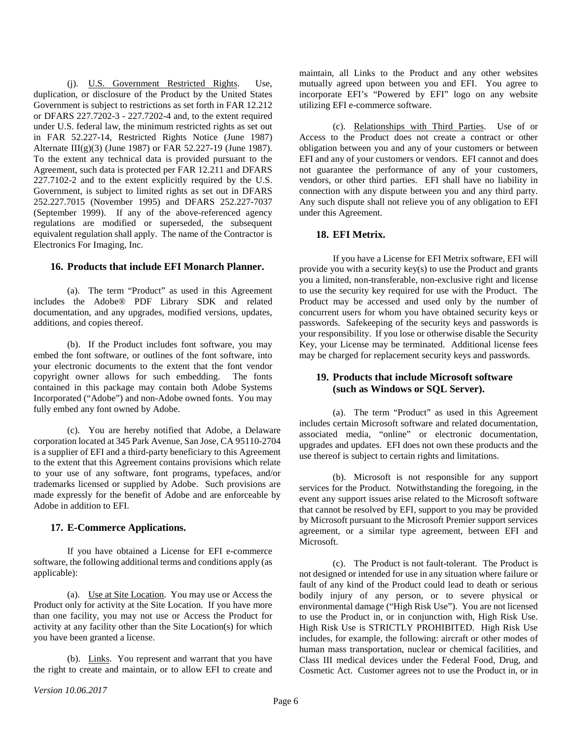(j). U.S. Government Restricted Rights. Use, duplication, or disclosure of the Product by the United States Government is subject to restrictions as set forth in FAR 12.212 or DFARS 227.7202-3 - 227.7202-4 and, to the extent required under U.S. federal law, the minimum restricted rights as set out in FAR 52.227-14, Restricted Rights Notice (June 1987) Alternate III(g)(3) (June 1987) or FAR 52.227-19 (June 1987). To the extent any technical data is provided pursuant to the Agreement, such data is protected per FAR 12.211 and DFARS 227.7102-2 and to the extent explicitly required by the U.S. Government, is subject to limited rights as set out in DFARS 252.227.7015 (November 1995) and DFARS 252.227-7037 (September 1999). If any of the above-referenced agency regulations are modified or superseded, the subsequent equivalent regulation shall apply. The name of the Contractor is Electronics For Imaging, Inc.

### 16. Products that include EFI Monarch Planner.

(a). The term "Product" as used in this Agreement includes the Adobe® PDF Library SDK and related documentation, and any upgrades, modified versions, updates, additions, and copies thereof.

(b). If the Product includes font software, you may embed the font software, or outlines of the font software, into your electronic documents to the extent that the font vendor copyright owner allows for such embedding. The fonts contained in this package may contain both Adobe Systems Incorporated ("Adobe") and non-Adobe owned fonts. You may fully embed any font owned by Adobe.

(c). You are hereby notified that Adobe, a Delaware corporation located at 345 Park Avenue, San Jose, CA 95110-2704 is a supplier of EFI and a third-party beneficiary to this Agreement to the extent that this Agreement contains provisions which relate to your use of any software, font programs, typefaces, and/or trademarks licensed or supplied by Adobe. Such provisions are made expressly for the benefit of Adobe and are enforceable by Adobe in addition to EFI.

### 17. E-Commerce Applications.

If you have obtained a License for EFI e-commerce software, the following additional terms and conditions apply (as applicable):

(a). Use at Site Location. You may use or Access the Product only for activity at the Site Location. If you have more than one facility, you may not use or Access the Product for activity at any facility other than the Site Location(s) for which you have been granted a license.

(b). Links. You represent and warrant that you have the right to create and maintain, or to allow EFI to create and maintain, all Links to the Product and any other websites mutually agreed upon between you and EFI. You agree to incorporate EFI's "Powered by EFI" logo on any website utilizing EFI e-commerce software.

(c). Relationships with Third Parties. Use of or Access to the Product does not create a contract or other obligation between you and any of your customers or between EFI and any of your customers or vendors. EFI cannot and does not guarantee the performance of any of your customers, vendors, or other third parties. EFI shall have no liability in connection with any dispute between you and any third party. Any such dispute shall not relieve you of any obligation to EFI under this Agreement.

### 18. EFI Metrix.

If you have a License for EFI Metrix software, EFI will provide you with a security key(s) to use the Product and grants you a limited, non-transferable, non-exclusive right and license to use the security key required for use with the Product. The Product may be accessed and used only by the number of concurrent users for whom you have obtained security keys or passwords. Safekeeping of the security keys and passwords is your responsibility. If you lose or otherwise disable the Security Key, your License may be terminated. Additional license fees may be charged for replacement security keys and passwords.

### 19. Products that include Microsoft software (such as Windows or SQL Server).

(a). The term "Product" as used in this Agreement includes certain Microsoft software and related documentation, associated media, "online" or electronic documentation, upgrades and updates. EFI does not own these products and the use thereof is subject to certain rights and limitations.

(b). Microsoft is not responsible for any support services for the Product. Notwithstanding the foregoing, in the event any support issues arise related to the Microsoft software that cannot be resolved by EFI, support to you may be provided by Microsoft pursuant to the Microsoft Premier support services agreement, or a similar type agreement, between EFI and Microsoft.

(c). The Product is not fault-tolerant. The Product is not designed or intended for use in any situation where failure or fault of any kind of the Product could lead to death or serious bodily injury of any person, or to severe physical or environmental damage ("High Risk Use"). You are not licensed to use the Product in, or in conjunction with, High Risk Use. High Risk Use is STRICTLY PROHIBITED. High Risk Use includes, for example, the following: aircraft or other modes of human mass transportation, nuclear or chemical facilities, and Class III medical devices under the Federal Food, Drug, and Cosmetic Act. Customer agrees not to use the Product in, or in

*Version 10.06.2017*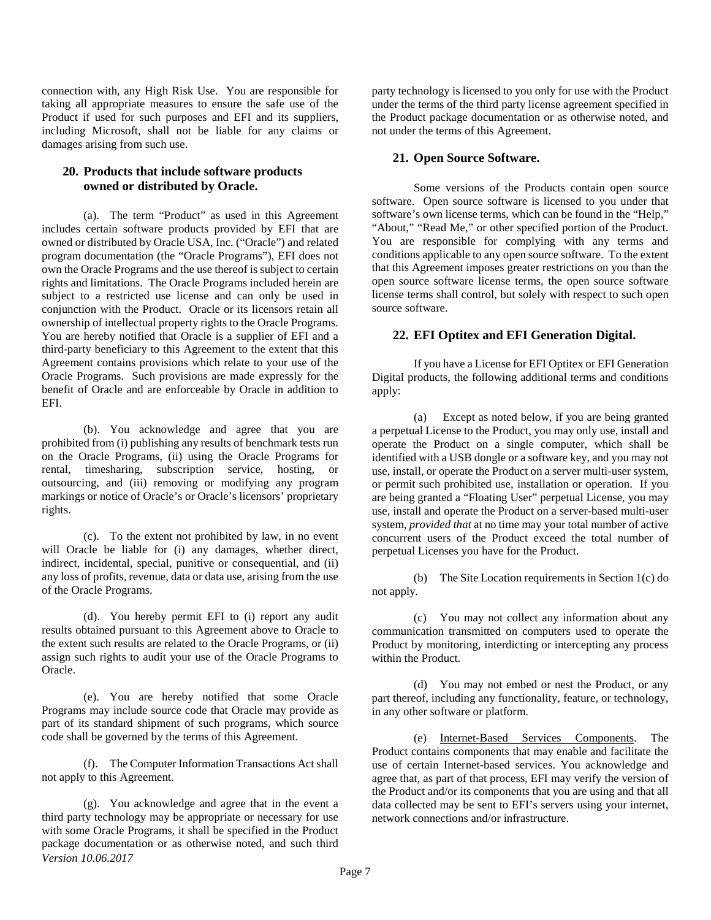connection with, any High Risk Use. You are responsible for taking all appropriate measures to ensure the safe use of the Product if used for such purposes and EFI and its suppliers, including Microsoft, shall not be liable for any claims or damages arising from such use.

## 20. Products that include software products owned or distributed by Oracle.

(a). The term "Product" as used in this Agreement includes certain software products provided by EFI that are owned or distributed by Oracle USA, Inc. ("Oracle") and related program documentation (the "Oracle Programs"), EFI does not own the Oracle Programs and the use thereof is subject to certain rights and limitations. The Oracle Programs included herein are subject to a restricted use license and can only be used in conjunction with the Product. Oracle or its licensors retain all ownership of intellectual property rights to the Oracle Programs. You are hereby notified that Oracle is a supplier of EFI and a third-party beneficiary to this Agreement to the extent that this Agreement contains provisions which relate to your use of the Oracle Programs. Such provisions are made expressly for the benefit of Oracle and are enforceable by Oracle in addition to EFI.

(b). You acknowledge and agree that you are prohibited from (i) publishing any results of benchmark tests run on the Oracle Programs, (ii) using the Oracle Programs for rental, timesharing, subscription service, hosting, or outsourcing, and (iii) removing or modifying any program markings or notice of Oracle's or Oracle's licensors' proprietary rights.

(c). To the extent not prohibited by law, in no event will Oracle be liable for (i) any damages, whether direct, indirect, incidental, special, punitive or consequential, and (ii) any loss of profits, revenue, data or data use, arising from the use of the Oracle Programs.

(d). You hereby permit EFI to (i) report any audit results obtained pursuant to this Agreement above to Oracle to the extent such results are related to the Oracle Programs, or (ii) assign such rights to audit your use of the Oracle Programs to Oracle.

(e). You are hereby notified that some Oracle Programs may include source code that Oracle may provide as part of its standard shipment of such programs, which source code shall be governed by the terms of this Agreement.

(f). The Computer Information Transactions Act shall not apply to this Agreement.

(g). You acknowledge and agree that in the event a third party technology may be appropriate or necessary for use with some Oracle Programs, it shall be specified in the Product package documentation or as otherwise noted, and such third party technology is licensed to you only for use with the Product under the terms of the third party license agreement specified in the Product package documentation or as otherwise noted, and not under the terms of this Agreement.

## 21. Open Source Software.

Some versions of the Products contain open source software. Open source software is licensed to you under that software's own license terms, which can be found in the "Help," "About," "Read Me," or other specified portion of the Product. You are responsible for complying with any terms and conditions applicable to any open source software. To the extent that this Agreement imposes greater restrictions on you than the open source software license terms, the open source software license terms shall control, but solely with respect to such open source software.

## 22. EFI Optitex and EFI Generation Digital.

If you have a License for EFI Optitex or EFI Generation Digital products, the following additional terms and conditions apply:

(a) Except as noted below, if you are being granted a perpetual License to the Product, you may only use, install and operate the Product on a single computer, which shall be identified with a USB dongle or a software key, and you may not use, install, or operate the Product on a server multi-user system, or permit such prohibited use, installation or operation. If you are being granted a "Floating User" perpetual License, you may use, install and operate the Product on a server-based multi-user system, *provided that* at no time may your total number of active concurrent users of the Product exceed the total number of perpetual Licenses you have for the Product.

(b) The Site Location requirements in Section 1(c) do not apply.

(c) You may not collect any information about any communication transmitted on computers used to operate the Product by monitoring, interdicting or intercepting any process within the Product.

(d) You may not embed or nest the Product, or any part thereof, including any functionality, feature, or technology, in any other software or platform.

(e) Internet-Based Services Components. The Product contains components that may enable and facilitate the use of certain Internet-based services. You acknowledge and agree that, as part of that process, EFI may verify the version of the Product and/or its components that you are using and that all data collected may be sent to EFI's servers using your internet, network connections and/or infrastructure.

*Version 10.06.2017*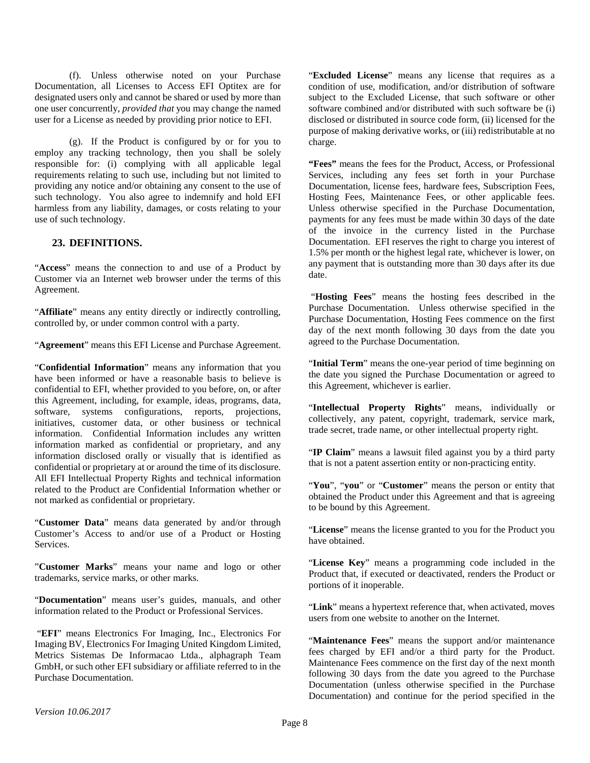(f). Unless otherwise noted on your Purchase Documentation, all Licenses to Access EFI Optitex are for designated users only and cannot be shared or used by more than one user concurrently, *provided that* you may change the named user for a License as needed by providing prior notice to EFI.

(g). If the Product is configured by or for you to employ any tracking technology, then you shall be solely responsible for: (i) complying with all applicable legal requirements relating to such use, including but not limited to providing any notice and/or obtaining any consent to the use of such technology. You also agree to indemnify and hold EFI harmless from any liability, damages, or costs relating to your use of such technology.

## 23. DEFINITIONS.

"**Access**" means the connection to and use of a Product by Customer via an Internet web browser under the terms of this Agreement.

"**Affiliate**" means any entity directly or indirectly controlling, controlled by, or under common control with a party.

"**Agreement**" means this EFI License and Purchase Agreement.

"**Confidential Information**" means any information that you have been informed or have a reasonable basis to believe is confidential to EFI, whether provided to you before, on, or after this Agreement, including, for example, ideas, programs, data, software, systems configurations, reports, projections, initiatives, customer data, or other business or technical information. Confidential Information includes any written information marked as confidential or proprietary, and any information disclosed orally or visually that is identified as confidential or proprietary at or around the time of its disclosure. All EFI Intellectual Property Rights and technical information related to the Product are Confidential Information whether or not marked as confidential or proprietary.

"**Customer Data**" means data generated by and/or through Customer's Access to and/or use of a Product or Hosting Services.

"**Customer Marks**" means your name and logo or other trademarks, service marks, or other marks.

"**Documentation**" means user's guides, manuals, and other information related to the Product or Professional Services.

"**EFI**" means Electronics For Imaging, Inc., Electronics For Imaging BV, Electronics For Imaging United Kingdom Limited, Metrics Sistemas De Informacao Ltda., alphagraph Team GmbH, or such other EFI subsidiary or affiliate referred to in the Purchase Documentation.

"**Excluded License**" means any license that requires as a condition of use, modification, and/or distribution of software subject to the Excluded License, that such software or other software combined and/or distributed with such software be (i) disclosed or distributed in source code form, (ii) licensed for the purpose of making derivative works, or (iii) redistributable at no charge.

**"Fees"** means the fees for the Product, Access, or Professional Services, including any fees set forth in your Purchase Documentation, license fees, hardware fees, Subscription Fees, Hosting Fees, Maintenance Fees, or other applicable fees. Unless otherwise specified in the Purchase Documentation, payments for any fees must be made within 30 days of the date of the invoice in the currency listed in the Purchase Documentation. EFI reserves the right to charge you interest of 1.5% per month or the highest legal rate, whichever is lower, on any payment that is outstanding more than 30 days after its due date.

"**Hosting Fees**" means the hosting fees described in the Purchase Documentation. Unless otherwise specified in the Purchase Documentation, Hosting Fees commence on the first day of the next month following 30 days from the date you agreed to the Purchase Documentation.

"**Initial Term**" means the one-year period of time beginning on the date you signed the Purchase Documentation or agreed to this Agreement, whichever is earlier.

"**Intellectual Property Rights**" means, individually or collectively, any patent, copyright, trademark, service mark, trade secret, trade name, or other intellectual property right.

"**IP Claim**" means a lawsuit filed against you by a third party that is not a patent assertion entity or non-practicing entity.

"**You**", "**you**" or "**Customer**" means the person or entity that obtained the Product under this Agreement and that is agreeing to be bound by this Agreement.

"**License**" means the license granted to you for the Product you have obtained.

"**License Key**" means a programming code included in the Product that, if executed or deactivated, renders the Product or portions of it inoperable.

"**Link**" means a hypertext reference that, when activated, moves users from one website to another on the Internet.

"**Maintenance Fees**" means the support and/or maintenance fees charged by EFI and/or a third party for the Product. Maintenance Fees commence on the first day of the next month following 30 days from the date you agreed to the Purchase Documentation (unless otherwise specified in the Purchase Documentation) and continue for the period specified in the

*Version 10.06.2017*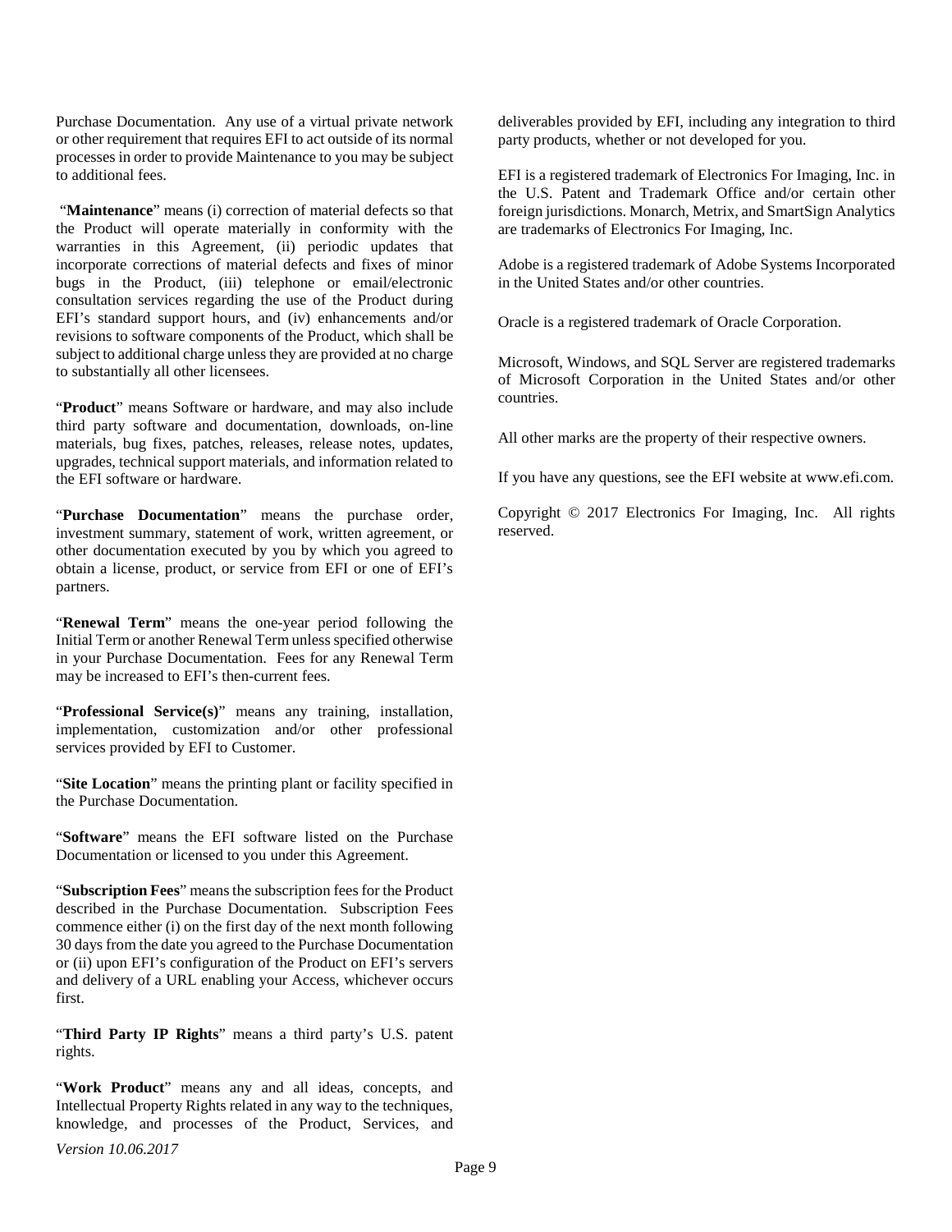Purchase Documentation. Any use of a virtual private network or other requirement that requires EFI to act outside of its normal processes in order to provide Maintenance to you may be subject to additional fees.

"**Maintenance**" means (i) correction of material defects so that the Product will operate materially in conformity with the warranties in this Agreement, (ii) periodic updates that incorporate corrections of material defects and fixes of minor bugs in the Product, (iii) telephone or email/electronic consultation services regarding the use of the Product during EFI's standard support hours, and (iv) enhancements and/or revisions to software components of the Product, which shall be subject to additional charge unless they are provided at no charge to substantially all other licensees.

"**Product**" means Software or hardware, and may also include third party software and documentation, downloads, on-line materials, bug fixes, patches, releases, release notes, updates, upgrades, technical support materials, and information related to the EFI software or hardware.

"**Purchase Documentation**" means the purchase order, investment summary, statement of work, written agreement, or other documentation executed by you by which you agreed to obtain a license, product, or service from EFI or one of EFI's partners.

"**Renewal Term**" means the one-year period following the Initial Term or another Renewal Term unless specified otherwise in your Purchase Documentation. Fees for any Renewal Term may be increased to EFI's then-current fees.

"**Professional Service(s)**" means any training, installation, implementation, customization and/or other professional services provided by EFI to Customer.

"**Site Location**" means the printing plant or facility specified in the Purchase Documentation.

"**Software**" means the EFI software listed on the Purchase Documentation or licensed to you under this Agreement.

"**Subscription Fees**" means the subscription fees for the Product described in the Purchase Documentation. Subscription Fees commence either (i) on the first day of the next month following 30 days from the date you agreed to the Purchase Documentation or (ii) upon EFI's configuration of the Product on EFI's servers and delivery of a URL enabling your Access, whichever occurs first.

"**Third Party IP Rights**" means a third party's U.S. patent rights.

"**Work Product**" means any and all ideas, concepts, and Intellectual Property Rights related in any way to the techniques, knowledge, and processes of the Product, Services, and deliverables provided by EFI, including any integration to third party products, whether or not developed for you.

EFI is a registered trademark of Electronics For Imaging, Inc. in the U.S. Patent and Trademark Office and/or certain other foreign jurisdictions. Monarch, Metrix, and SmartSign Analytics are trademarks of Electronics For Imaging, Inc.

Adobe is a registered trademark of Adobe Systems Incorporated in the United States and/or other countries.

Oracle is a registered trademark of Oracle Corporation.

Microsoft, Windows, and SQL Server are registered trademarks of Microsoft Corporation in the United States and/or other countries.

All other marks are the property of their respective owners.

If you have any questions, see the EFI website at www.efi.com.

Copyright © 2017 Electronics For Imaging, Inc. All rights reserved.

*Version 10.06.2017*